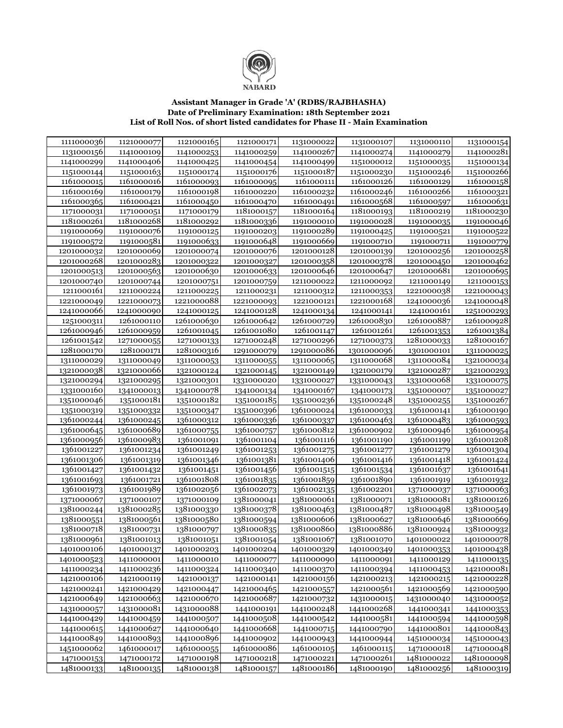NABARD

**Assistant Manager in Grade 'A' (RDBS/RAJBHASHA)**
**Date of Preliminary Examination: 18th September 2021**
**List of Roll Nos. of short listed candidates for Phase II - Main Examination**

| | | | | | | | |
|---|---|---|---|---|---|---|---|
| 1111000036 | 1121000077 | 1121000165 | 1121000171 | 1131000022 | 1131000107 | 1131000110 | 1131000154 |
| 1131000156 | 1141000109 | 1141000253 | 1141000259 | 1141000267 | 1141000274 | 1141000279 | 1141000281 |
| 1141000299 | 1141000406 | 1141000425 | 1141000454 | 1141000499 | 1151000012 | 1151000035 | 1151000134 |
| 1151000144 | 1151000163 | 1151000174 | 1151000176 | 1151000187 | 1151000230 | 1151000246 | 1151000266 |
| 1161000015 | 1161000016 | 1161000093 | 1161000095 | 1161000111 | 1161000126 | 1161000129 | 1161000158 |
| 1161000169 | 1161000179 | 1161000198 | 1161000220 | 1161000232 | 1161000246 | 1161000266 | 1161000321 |
| 1161000365 | 1161000421 | 1161000450 | 1161000470 | 1161000491 | 1161000568 | 1161000597 | 1161000631 |
| 1171000031 | 1171000051 | 1171000179 | 1181000157 | 1181000164 | 1181000193 | 1181000219 | 1181000230 |
| 1181000261 | 1181000268 | 1181000292 | 1181000336 | 1191000010 | 1191000028 | 1191000035 | 1191000046 |
| 1191000069 | 1191000076 | 1191000125 | 1191000203 | 1191000289 | 1191000425 | 1191000521 | 1191000522 |
| 1191000572 | 1191000581 | 1191000633 | 1191000648 | 1191000669 | 1191000710 | 1191000711 | 1191000779 |
| 1201000032 | 1201000069 | 1201000074 | 1201000076 | 1201000128 | 1201000139 | 1201000256 | 1201000258 |
| 1201000268 | 1201000283 | 1201000322 | 1201000327 | 1201000358 | 1201000378 | 1201000450 | 1201000462 |
| 1201000513 | 1201000563 | 1201000630 | 1201000633 | 1201000646 | 1201000647 | 1201000681 | 1201000695 |
| 1201000740 | 1201000744 | 1201000751 | 1201000759 | 1211000022 | 1211000092 | 1211000149 | 1211000153 |
| 1211000161 | 1211000224 | 1211000225 | 1211000231 | 1211000312 | 1211000353 | 1221000038 | 1221000043 |
| 1221000049 | 1221000073 | 1221000088 | 1221000093 | 1221000121 | 1221000168 | 1241000036 | 1241000048 |
| 1241000066 | 1241000090 | 1241000125 | 1241000128 | 1241000134 | 1241000141 | 1241000161 | 1251000293 |
| 1251000311 | 1261000110 | 1261000630 | 1261000642 | 1261000729 | 1261000830 | 1261000887 | 1261000928 |
| 1261000946 | 1261000959 | 1261001045 | 1261001080 | 1261001147 | 1261001261 | 1261001353 | 1261001384 |
| 1261001542 | 1271000055 | 1271000133 | 1271000248 | 1271000296 | 1271000373 | 1281000033 | 1281000167 |
| 1281000170 | 1281000171 | 1281000316 | 1291000079 | 1291000086 | 1301000096 | 1301000101 | 1311000025 |
| 1311000029 | 1311000049 | 1311000053 | 1311000055 | 1311000065 | 1311000068 | 1311000084 | 1321000034 |
| 1321000038 | 1321000066 | 1321000124 | 1321000145 | 1321000149 | 1321000179 | 1321000287 | 1321000293 |
| 1321000294 | 1321000295 | 1321000301 | 1331000020 | 1331000027 | 1331000043 | 1331000068 | 1331000075 |
| 1331000160 | 1341000013 | 1341000078 | 1341000134 | 1341000167 | 1341000173 | 1351000007 | 1351000027 |
| 1351000046 | 1351000181 | 1351000182 | 1351000185 | 1351000236 | 1351000248 | 1351000255 | 1351000267 |
| 1351000319 | 1351000332 | 1351000347 | 1351000396 | 1361000024 | 1361000033 | 1361000141 | 1361000190 |
| 1361000244 | 1361000245 | 1361000312 | 1361000336 | 1361000337 | 1361000463 | 1361000483 | 1361000593 |
| 1361000645 | 1361000689 | 1361000755 | 1361000757 | 1361000812 | 1361000902 | 1361000946 | 1361000954 |
| 1361000956 | 1361000983 | 1361001091 | 1361001104 | 1361001116 | 1361001190 | 1361001199 | 1361001208 |
| 1361001227 | 1361001234 | 1361001249 | 1361001253 | 1361001275 | 1361001277 | 1361001279 | 1361001304 |
| 1361001306 | 1361001319 | 1361001346 | 1361001381 | 1361001406 | 1361001416 | 1361001418 | 1361001424 |
| 1361001427 | 1361001432 | 1361001451 | 1361001456 | 1361001515 | 1361001534 | 1361001637 | 1361001641 |
| 1361001693 | 1361001721 | 1361001808 | 1361001835 | 1361001859 | 1361001890 | 1361001919 | 1361001932 |
| 1361001973 | 1361001989 | 1361002056 | 1361002073 | 1361002135 | 1361002201 | 1371000037 | 1371000063 |
| 1371000067 | 1371000107 | 1371000109 | 1381000041 | 1381000061 | 1381000071 | 1381000081 | 1381000126 |
| 1381000244 | 1381000285 | 1381000330 | 1381000378 | 1381000463 | 1381000487 | 1381000498 | 1381000549 |
| 1381000551 | 1381000561 | 1381000580 | 1381000594 | 1381000606 | 1381000627 | 1381000646 | 1381000669 |
| 1381000718 | 1381000731 | 1381000797 | 1381000835 | 1381000860 | 1381000886 | 1381000924 | 1381000932 |
| 1381000961 | 1381001013 | 1381001051 | 1381001054 | 1381001067 | 1381001070 | 1401000022 | 1401000078 |
| 1401000106 | 1401000137 | 1401000203 | 1401000204 | 1401000329 | 1401000349 | 1401000353 | 1401000438 |
| 1401000523 | 1411000001 | 1411000010 | 1411000077 | 1411000090 | 1411000091 | 1411000129 | 1411000135 |
| 1411000234 | 1411000236 | 1411000324 | 1411000340 | 1411000370 | 1411000394 | 1411000453 | 1421000081 |
| 1421000106 | 1421000119 | 1421000137 | 1421000141 | 1421000156 | 1421000213 | 1421000215 | 1421000228 |
| 1421000241 | 1421000429 | 1421000447 | 1421000465 | 1421000557 | 1421000561 | 1421000569 | 1421000590 |
| 1421000649 | 1421000663 | 1421000670 | 1421000687 | 1421000732 | 1431000015 | 1431000040 | 1431000052 |
| 1431000057 | 1431000081 | 1431000088 | 1441000191 | 1441000248 | 1441000268 | 1441000341 | 1441000353 |
| 1441000429 | 1441000459 | 1441000507 | 1441000508 | 1441000542 | 1441000581 | 1441000594 | 1441000598 |
| 1441000615 | 1441000627 | 1441000640 | 1441000668 | 1441000715 | 1441000790 | 1441000801 | 1441000843 |
| 1441000849 | 1441000893 | 1441000896 | 1441000902 | 1441000943 | 1441000944 | 1451000034 | 1451000043 |
| 1451000062 | 1461000017 | 1461000055 | 1461000086 | 1461000105 | 1461000115 | 1471000018 | 1471000048 |
| 1471000153 | 1471000172 | 1471000198 | 1471000218 | 1471000221 | 1471000261 | 1481000022 | 1481000098 |
| 1481000133 | 1481000135 | 1481000138 | 1481000157 | 1481000186 | 1481000190 | 1481000256 | 1481000319 |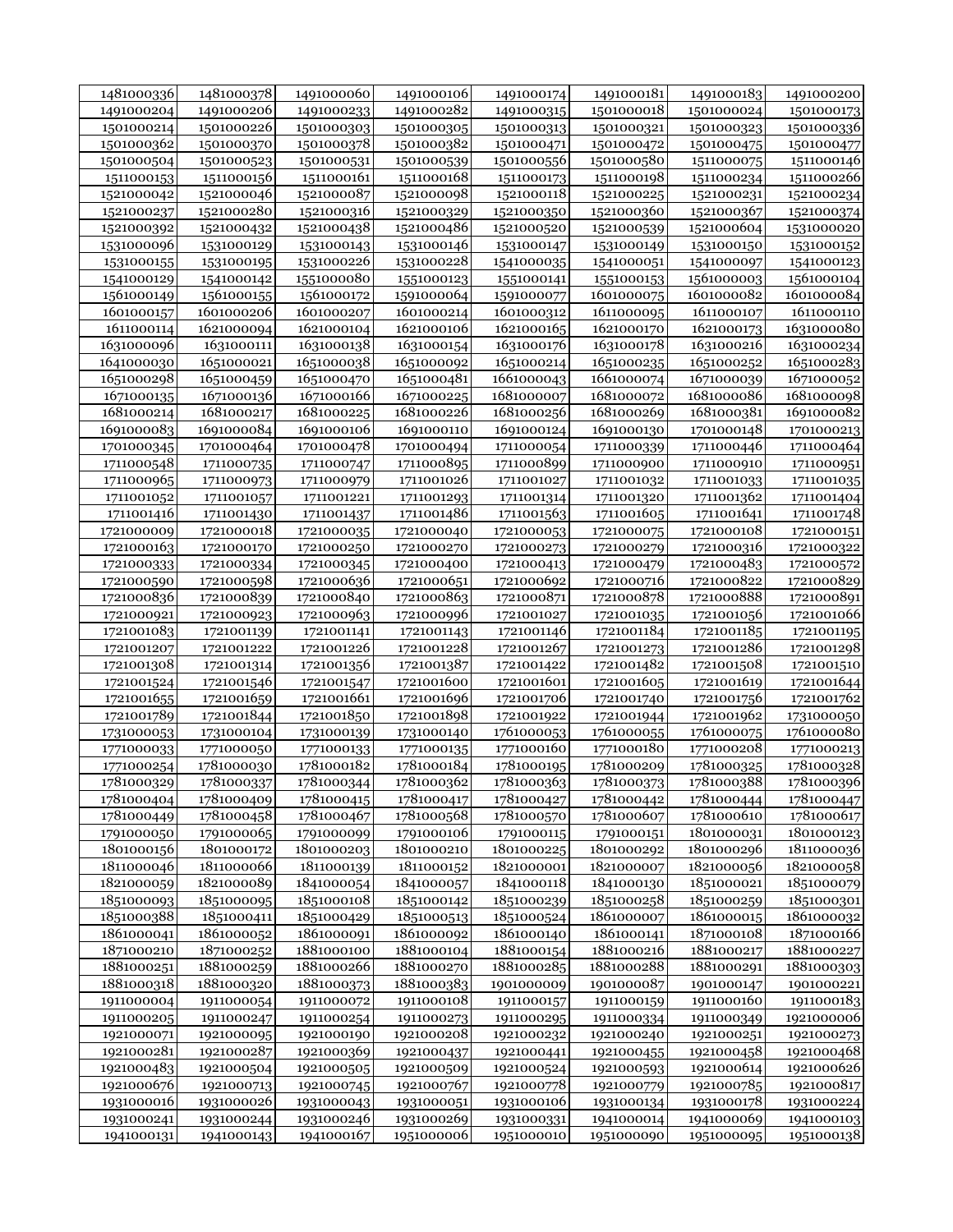| 1481000336 | 1481000378 | 1491000060 | 1491000106 | 1491000174 | 1491000181 | 1491000183 | 1491000200 |
|---|---|---|---|---|---|---|---|
| 1491000204 | 1491000206 | 1491000233 | 1491000282 | 1491000315 | 1501000018 | 1501000024 | 1501000173 |
| 1501000214 | 1501000226 | 1501000303 | 1501000305 | 1501000313 | 1501000321 | 1501000323 | 1501000336 |
| 1501000362 | 1501000370 | 1501000378 | 1501000382 | 1501000471 | 1501000472 | 1501000475 | 1501000477 |
| 1501000504 | 1501000523 | 1501000531 | 1501000539 | 1501000556 | 1501000580 | 1511000075 | 1511000146 |
| 1511000153 | 1511000156 | 1511000161 | 1511000168 | 1511000173 | 1511000198 | 1511000234 | 1511000266 |
| 1521000042 | 1521000046 | 1521000087 | 1521000098 | 1521000118 | 1521000225 | 1521000231 | 1521000234 |
| 1521000237 | 1521000280 | 1521000316 | 1521000329 | 1521000350 | 1521000360 | 1521000367 | 1521000374 |
| 1521000392 | 1521000432 | 1521000438 | 1521000486 | 1521000520 | 1521000539 | 1521000604 | 1531000020 |
| 1531000096 | 1531000129 | 1531000143 | 1531000146 | 1531000147 | 1531000149 | 1531000150 | 1531000152 |
| 1531000155 | 1531000195 | 1531000226 | 1531000228 | 1541000035 | 1541000051 | 1541000097 | 1541000123 |
| 1541000129 | 1541000142 | 1551000080 | 1551000123 | 1551000141 | 1551000153 | 1561000003 | 1561000104 |
| 1561000149 | 1561000155 | 1561000172 | 1591000064 | 1591000077 | 1601000075 | 1601000082 | 1601000084 |
| 1601000157 | 1601000206 | 1601000207 | 1601000214 | 1601000312 | 1611000095 | 1611000107 | 1611000110 |
| 1611000114 | 1621000094 | 1621000104 | 1621000106 | 1621000165 | 1621000170 | 1621000173 | 1631000080 |
| 1631000096 | 1631000111 | 1631000138 | 1631000154 | 1631000176 | 1631000178 | 1631000216 | 1631000234 |
| 1641000030 | 1651000021 | 1651000038 | 1651000092 | 1651000214 | 1651000235 | 1651000252 | 1651000283 |
| 1651000298 | 1651000459 | 1651000470 | 1651000481 | 1661000043 | 1661000074 | 1671000039 | 1671000052 |
| 1671000135 | 1671000136 | 1671000166 | 1671000225 | 1681000007 | 1681000072 | 1681000086 | 1681000098 |
| 1681000214 | 1681000217 | 1681000225 | 1681000226 | 1681000256 | 1681000269 | 1681000381 | 1691000082 |
| 1691000083 | 1691000084 | 1691000106 | 1691000110 | 1691000124 | 1691000130 | 1701000148 | 1701000213 |
| 1701000345 | 1701000464 | 1701000478 | 1701000494 | 1711000054 | 1711000339 | 1711000446 | 1711000464 |
| 1711000548 | 1711000735 | 1711000747 | 1711000895 | 1711000899 | 1711000900 | 1711000910 | 1711000951 |
| 1711000965 | 1711000973 | 1711000979 | 1711001026 | 1711001027 | 1711001032 | 1711001033 | 1711001035 |
| 1711001052 | 1711001057 | 1711001221 | 1711001293 | 1711001314 | 1711001320 | 1711001362 | 1711001404 |
| 1711001416 | 1711001430 | 1711001437 | 1711001486 | 1711001563 | 1711001605 | 1711001641 | 1711001748 |
| 1721000009 | 1721000018 | 1721000035 | 1721000040 | 1721000053 | 1721000075 | 1721000108 | 1721000151 |
| 1721000163 | 1721000170 | 1721000250 | 1721000270 | 1721000273 | 1721000279 | 1721000316 | 1721000322 |
| 1721000333 | 1721000334 | 1721000345 | 1721000400 | 1721000413 | 1721000479 | 1721000483 | 1721000572 |
| 1721000590 | 1721000598 | 1721000636 | 1721000651 | 1721000692 | 1721000716 | 1721000822 | 1721000829 |
| 1721000836 | 1721000839 | 1721000840 | 1721000863 | 1721000871 | 1721000878 | 1721000888 | 1721000891 |
| 1721000921 | 1721000923 | 1721000963 | 1721000996 | 1721001027 | 1721001035 | 1721001056 | 1721001066 |
| 1721001083 | 1721001139 | 1721001141 | 1721001143 | 1721001146 | 1721001184 | 1721001185 | 1721001195 |
| 1721001207 | 1721001222 | 1721001226 | 1721001228 | 1721001267 | 1721001273 | 1721001286 | 1721001298 |
| 1721001308 | 1721001314 | 1721001356 | 1721001387 | 1721001422 | 1721001482 | 1721001508 | 1721001510 |
| 1721001524 | 1721001546 | 1721001547 | 1721001600 | 1721001601 | 1721001605 | 1721001619 | 1721001644 |
| 1721001655 | 1721001659 | 1721001661 | 1721001696 | 1721001706 | 1721001740 | 1721001756 | 1721001762 |
| 1721001789 | 1721001844 | 1721001850 | 1721001898 | 1721001922 | 1721001944 | 1721001962 | 1731000050 |
| 1731000053 | 1731000104 | 1731000139 | 1731000140 | 1761000053 | 1761000055 | 1761000075 | 1761000080 |
| 1771000033 | 1771000050 | 1771000133 | 1771000135 | 1771000160 | 1771000180 | 1771000208 | 1771000213 |
| 1771000254 | 1781000030 | 1781000182 | 1781000184 | 1781000195 | 1781000209 | 1781000325 | 1781000328 |
| 1781000329 | 1781000337 | 1781000344 | 1781000362 | 1781000363 | 1781000373 | 1781000388 | 1781000396 |
| 1781000404 | 1781000409 | 1781000415 | 1781000417 | 1781000427 | 1781000442 | 1781000444 | 1781000447 |
| 1781000449 | 1781000458 | 1781000467 | 1781000568 | 1781000570 | 1781000607 | 1781000610 | 1781000617 |
| 1791000050 | 1791000065 | 1791000099 | 1791000106 | 1791000115 | 1791000151 | 1801000031 | 1801000123 |
| 1801000156 | 1801000172 | 1801000203 | 1801000210 | 1801000225 | 1801000292 | 1801000296 | 1811000036 |
| 1811000046 | 1811000066 | 1811000139 | 1811000152 | 1821000001 | 1821000007 | 1821000056 | 1821000058 |
| 1821000059 | 1821000089 | 1841000054 | 1841000057 | 1841000118 | 1841000130 | 1851000021 | 1851000079 |
| 1851000093 | 1851000095 | 1851000108 | 1851000142 | 1851000239 | 1851000258 | 1851000259 | 1851000301 |
| 1851000388 | 1851000411 | 1851000429 | 1851000513 | 1851000524 | 1861000007 | 1861000015 | 1861000032 |
| 1861000041 | 1861000052 | 1861000091 | 1861000092 | 1861000140 | 1861000141 | 1871000108 | 1871000166 |
| 1871000210 | 1871000252 | 1881000100 | 1881000104 | 1881000154 | 1881000216 | 1881000217 | 1881000227 |
| 1881000251 | 1881000259 | 1881000266 | 1881000270 | 1881000285 | 1881000288 | 1881000291 | 1881000303 |
| 1881000318 | 1881000320 | 1881000373 | 1881000383 | 1901000009 | 1901000087 | 1901000147 | 1901000221 |
| 1911000004 | 1911000054 | 1911000072 | 1911000108 | 1911000157 | 1911000159 | 1911000160 | 1911000183 |
| 1911000205 | 1911000247 | 1911000254 | 1911000273 | 1911000295 | 1911000334 | 1911000349 | 1921000006 |
| 1921000071 | 1921000095 | 1921000190 | 1921000208 | 1921000232 | 1921000240 | 1921000251 | 1921000273 |
| 1921000281 | 1921000287 | 1921000369 | 1921000437 | 1921000441 | 1921000455 | 1921000458 | 1921000468 |
| 1921000483 | 1921000504 | 1921000505 | 1921000509 | 1921000524 | 1921000593 | 1921000614 | 1921000626 |
| 1921000676 | 1921000713 | 1921000745 | 1921000767 | 1921000778 | 1921000779 | 1921000785 | 1921000817 |
| 1931000016 | 1931000026 | 1931000043 | 1931000051 | 1931000106 | 1931000134 | 1931000178 | 1931000224 |
| 1931000241 | 1931000244 | 1931000246 | 1931000269 | 1931000331 | 1941000014 | 1941000069 | 1941000103 |
| 1941000131 | 1941000143 | 1941000167 | 1951000006 | 1951000010 | 1951000090 | 1951000095 | 1951000138 |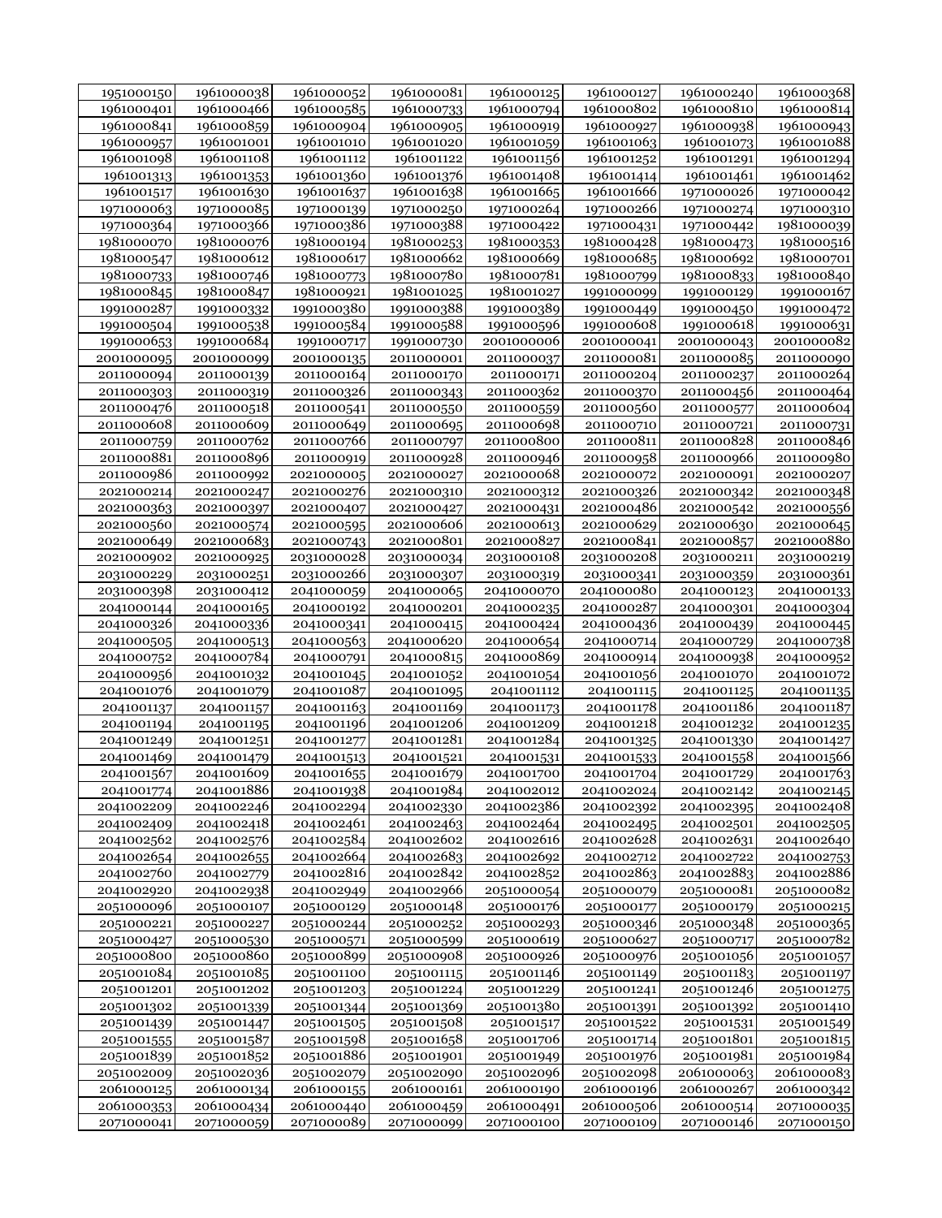| 1951000150 | 1961000038 | 1961000052 | 1961000081 | 1961000125 | 1961000127 | 1961000240 | 1961000368 |
|---|---|---|---|---|---|---|---|
| 1961000401 | 1961000466 | 1961000585 | 1961000733 | 1961000794 | 1961000802 | 1961000810 | 1961000814 |
| 1961000841 | 1961000859 | 1961000904 | 1961000905 | 1961000919 | 1961000927 | 1961000938 | 1961000943 |
| 1961000957 | 1961001001 | 1961001010 | 1961001020 | 1961001059 | 1961001063 | 1961001073 | 1961001088 |
| 1961001098 | 1961001108 | 1961001112 | 1961001122 | 1961001156 | 1961001252 | 1961001291 | 1961001294 |
| 1961001313 | 1961001353 | 1961001360 | 1961001376 | 1961001408 | 1961001414 | 1961001461 | 1961001462 |
| 1961001517 | 1961001630 | 1961001637 | 1961001638 | 1961001665 | 1961001666 | 1971000026 | 1971000042 |
| 1971000063 | 1971000085 | 1971000139 | 1971000250 | 1971000264 | 1971000266 | 1971000274 | 1971000310 |
| 1971000364 | 1971000366 | 1971000386 | 1971000388 | 1971000422 | 1971000431 | 1971000442 | 1981000039 |
| 1981000070 | 1981000076 | 1981000194 | 1981000253 | 1981000353 | 1981000428 | 1981000473 | 1981000516 |
| 1981000547 | 1981000612 | 1981000617 | 1981000662 | 1981000669 | 1981000685 | 1981000692 | 1981000701 |
| 1981000733 | 1981000746 | 1981000773 | 1981000780 | 1981000781 | 1981000799 | 1981000833 | 1981000840 |
| 1981000845 | 1981000847 | 1981000921 | 1981001025 | 1981001027 | 1991000099 | 1991000129 | 1991000167 |
| 1991000287 | 1991000332 | 1991000380 | 1991000388 | 1991000389 | 1991000449 | 1991000450 | 1991000472 |
| 1991000504 | 1991000538 | 1991000584 | 1991000588 | 1991000596 | 1991000608 | 1991000618 | 1991000631 |
| 1991000653 | 1991000684 | 1991000717 | 1991000730 | 2001000006 | 2001000041 | 2001000043 | 2001000082 |
| 2001000095 | 2001000099 | 2001000135 | 2011000001 | 2011000037 | 2011000081 | 2011000085 | 2011000090 |
| 2011000094 | 2011000139 | 2011000164 | 2011000170 | 2011000171 | 2011000204 | 2011000237 | 2011000264 |
| 2011000303 | 2011000319 | 2011000326 | 2011000343 | 2011000362 | 2011000370 | 2011000456 | 2011000464 |
| 2011000476 | 2011000518 | 2011000541 | 2011000550 | 2011000559 | 2011000560 | 2011000577 | 2011000604 |
| 2011000608 | 2011000609 | 2011000649 | 2011000695 | 2011000698 | 2011000710 | 2011000721 | 2011000731 |
| 2011000759 | 2011000762 | 2011000766 | 2011000797 | 2011000800 | 2011000811 | 2011000828 | 2011000846 |
| 2011000881 | 2011000896 | 2011000919 | 2011000928 | 2011000946 | 2011000958 | 2011000966 | 2011000980 |
| 2011000986 | 2011000992 | 2021000005 | 2021000027 | 2021000068 | 2021000072 | 2021000091 | 2021000207 |
| 2021000214 | 2021000247 | 2021000276 | 2021000310 | 2021000312 | 2021000326 | 2021000342 | 2021000348 |
| 2021000363 | 2021000397 | 2021000407 | 2021000427 | 2021000431 | 2021000486 | 2021000542 | 2021000556 |
| 2021000560 | 2021000574 | 2021000595 | 2021000606 | 2021000613 | 2021000629 | 2021000630 | 2021000645 |
| 2021000649 | 2021000683 | 2021000743 | 2021000801 | 2021000827 | 2021000841 | 2021000857 | 2021000880 |
| 2021000902 | 2021000925 | 2031000028 | 2031000034 | 2031000108 | 2031000208 | 2031000211 | 2031000219 |
| 2031000229 | 2031000251 | 2031000266 | 2031000307 | 2031000319 | 2031000341 | 2031000359 | 2031000361 |
| 2031000398 | 2031000412 | 2041000059 | 2041000065 | 2041000070 | 2041000080 | 2041000123 | 2041000133 |
| 2041000144 | 2041000165 | 2041000192 | 2041000201 | 2041000235 | 2041000287 | 2041000301 | 2041000304 |
| 2041000326 | 2041000336 | 2041000341 | 2041000415 | 2041000424 | 2041000436 | 2041000439 | 2041000445 |
| 2041000505 | 2041000513 | 2041000563 | 2041000620 | 2041000654 | 2041000714 | 2041000729 | 2041000738 |
| 2041000752 | 2041000784 | 2041000791 | 2041000815 | 2041000869 | 2041000914 | 2041000938 | 2041000952 |
| 2041000956 | 2041001032 | 2041001045 | 2041001052 | 2041001054 | 2041001056 | 2041001070 | 2041001072 |
| 2041001076 | 2041001079 | 2041001087 | 2041001095 | 2041001112 | 2041001115 | 2041001125 | 2041001135 |
| 2041001137 | 2041001157 | 2041001163 | 2041001169 | 2041001173 | 2041001178 | 2041001186 | 2041001187 |
| 2041001194 | 2041001195 | 2041001196 | 2041001206 | 2041001209 | 2041001218 | 2041001232 | 2041001235 |
| 2041001249 | 2041001251 | 2041001277 | 2041001281 | 2041001284 | 2041001325 | 2041001330 | 2041001427 |
| 2041001469 | 2041001479 | 2041001513 | 2041001521 | 2041001531 | 2041001533 | 2041001558 | 2041001566 |
| 2041001567 | 2041001609 | 2041001655 | 2041001679 | 2041001700 | 2041001704 | 2041001729 | 2041001763 |
| 2041001774 | 2041001886 | 2041001938 | 2041001984 | 2041002012 | 2041002024 | 2041002142 | 2041002145 |
| 2041002209 | 2041002246 | 2041002294 | 2041002330 | 2041002386 | 2041002392 | 2041002395 | 2041002408 |
| 2041002409 | 2041002418 | 2041002461 | 2041002463 | 2041002464 | 2041002495 | 2041002501 | 2041002505 |
| 2041002562 | 2041002576 | 2041002584 | 2041002602 | 2041002616 | 2041002628 | 2041002631 | 2041002640 |
| 2041002654 | 2041002655 | 2041002664 | 2041002683 | 2041002692 | 2041002712 | 2041002722 | 2041002753 |
| 2041002760 | 2041002779 | 2041002816 | 2041002842 | 2041002852 | 2041002863 | 2041002883 | 2041002886 |
| 2041002920 | 2041002938 | 2041002949 | 2041002966 | 2051000054 | 2051000079 | 2051000081 | 2051000082 |
| 2051000096 | 2051000107 | 2051000129 | 2051000148 | 2051000176 | 2051000177 | 2051000179 | 2051000215 |
| 2051000221 | 2051000227 | 2051000244 | 2051000252 | 2051000293 | 2051000346 | 2051000348 | 2051000365 |
| 2051000427 | 2051000530 | 2051000571 | 2051000599 | 2051000619 | 2051000627 | 2051000717 | 2051000782 |
| 2051000800 | 2051000860 | 2051000899 | 2051000908 | 2051000926 | 2051000976 | 2051001056 | 2051001057 |
| 2051001084 | 2051001085 | 2051001100 | 2051001115 | 2051001146 | 2051001149 | 2051001183 | 2051001197 |
| 2051001201 | 2051001202 | 2051001203 | 2051001224 | 2051001229 | 2051001241 | 2051001246 | 2051001275 |
| 2051001302 | 2051001339 | 2051001344 | 2051001369 | 2051001380 | 2051001391 | 2051001392 | 2051001410 |
| 2051001439 | 2051001447 | 2051001505 | 2051001508 | 2051001517 | 2051001522 | 2051001531 | 2051001549 |
| 2051001555 | 2051001587 | 2051001598 | 2051001658 | 2051001706 | 2051001714 | 2051001801 | 2051001815 |
| 2051001839 | 2051001852 | 2051001886 | 2051001901 | 2051001949 | 2051001976 | 2051001981 | 2051001984 |
| 2051002009 | 2051002036 | 2051002079 | 2051002090 | 2051002096 | 2051002098 | 2061000063 | 2061000083 |
| 2061000125 | 2061000134 | 2061000155 | 2061000161 | 2061000190 | 2061000196 | 2061000267 | 2061000342 |
| 2061000353 | 2061000434 | 2061000440 | 2061000459 | 2061000491 | 2061000506 | 2061000514 | 2071000035 |
| 2071000041 | 2071000059 | 2071000089 | 2071000099 | 2071000100 | 2071000109 | 2071000146 | 2071000150 |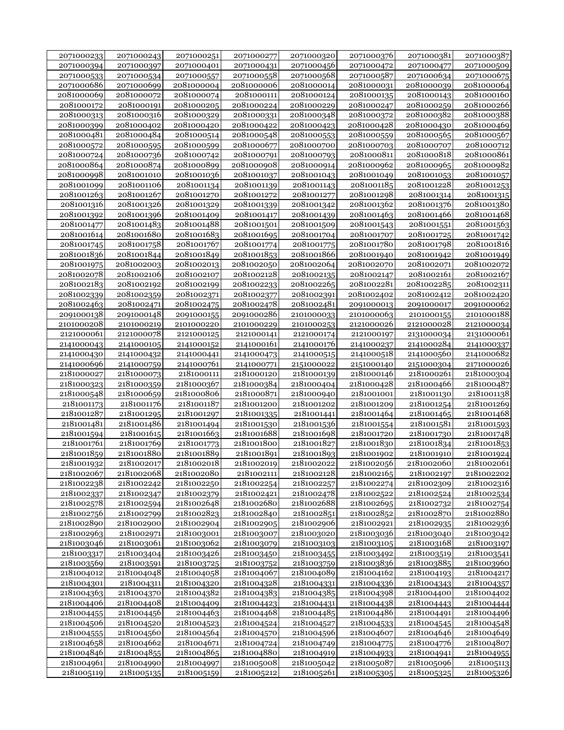| | | | | | | | |
|---|---|---|---|---|---|---|---|
| 2071000233 | 2071000243 | 2071000251 | 2071000277 | 2071000320 | 2071000376 | 2071000381 | 2071000387 |
| 2071000394 | 2071000397 | 2071000401 | 2071000431 | 2071000456 | 2071000472 | 2071000477 | 2071000509 |
| 2071000533 | 2071000534 | 2071000557 | 2071000558 | 2071000568 | 2071000587 | 2071000634 | 2071000675 |
| 2071000686 | 2071000699 | 2081000004 | 2081000006 | 2081000014 | 2081000031 | 2081000039 | 2081000064 |
| 2081000069 | 2081000072 | 2081000074 | 2081000111 | 2081000124 | 2081000135 | 2081000143 | 2081000160 |
| 2081000172 | 2081000191 | 2081000205 | 2081000224 | 2081000229 | 2081000247 | 2081000259 | 2081000266 |
| 2081000313 | 2081000316 | 2081000329 | 2081000331 | 2081000348 | 2081000372 | 2081000382 | 2081000388 |
| 2081000399 | 2081000402 | 2081000420 | 2081000422 | 2081000423 | 2081000428 | 2081000430 | 2081000469 |
| 2081000481 | 2081000484 | 2081000514 | 2081000548 | 2081000553 | 2081000559 | 2081000565 | 2081000567 |
| 2081000572 | 2081000595 | 2081000599 | 2081000677 | 2081000700 | 2081000703 | 2081000707 | 2081000712 |
| 2081000724 | 2081000736 | 2081000742 | 2081000791 | 2081000793 | 2081000811 | 2081000818 | 2081000861 |
| 2081000864 | 2081000874 | 2081000899 | 2081000908 | 2081000914 | 2081000962 | 2081000965 | 2081000982 |
| 2081000998 | 2081001010 | 2081001036 | 2081001037 | 2081001043 | 2081001049 | 2081001053 | 2081001057 |
| 2081001099 | 2081001106 | 2081001134 | 2081001139 | 2081001143 | 2081001185 | 2081001228 | 2081001253 |
| 2081001263 | 2081001267 | 2081001270 | 2081001272 | 2081001277 | 2081001298 | 2081001314 | 2081001315 |
| 2081001316 | 2081001326 | 2081001329 | 2081001339 | 2081001342 | 2081001362 | 2081001376 | 2081001380 |
| 2081001392 | 2081001396 | 2081001409 | 2081001417 | 2081001439 | 2081001463 | 2081001466 | 2081001468 |
| 2081001477 | 2081001483 | 2081001488 | 2081001501 | 2081001509 | 2081001543 | 2081001551 | 2081001563 |
| 2081001614 | 2081001680 | 2081001683 | 2081001695 | 2081001704 | 2081001707 | 2081001725 | 2081001742 |
| 2081001745 | 2081001758 | 2081001767 | 2081001774 | 2081001775 | 2081001780 | 2081001798 | 2081001816 |
| 2081001836 | 2081001844 | 2081001849 | 2081001853 | 2081001866 | 2081001940 | 2081001942 | 2081001949 |
| 2081001975 | 2081002003 | 2081002013 | 2081002050 | 2081002064 | 2081002070 | 2081002071 | 2081002072 |
| 2081002078 | 2081002106 | 2081002107 | 2081002128 | 2081002135 | 2081002147 | 2081002161 | 2081002167 |
| 2081002183 | 2081002192 | 2081002199 | 2081002233 | 2081002265 | 2081002281 | 2081002285 | 2081002311 |
| 2081002339 | 2081002359 | 2081002371 | 2081002377 | 2081002391 | 2081002402 | 2081002412 | 2081002420 |
| 2081002463 | 2081002471 | 2081002475 | 2081002478 | 2081002481 | 2091000013 | 2091000017 | 2091000062 |
| 2091000138 | 2091000148 | 2091000155 | 2091000286 | 2101000033 | 2101000063 | 2101000155 | 2101000188 |
| 2101000208 | 2101000219 | 2101000220 | 2101000229 | 2101000253 | 2121000026 | 2121000028 | 2121000034 |
| 2121000061 | 2121000078 | 2121000125 | 2121000141 | 2121000174 | 2121000197 | 2131000034 | 2131000061 |
| 2141000043 | 2141000105 | 2141000152 | 2141000161 | 2141000176 | 2141000237 | 2141000284 | 2141000337 |
| 2141000430 | 2141000432 | 2141000441 | 2141000473 | 2141000515 | 2141000518 | 2141000560 | 2141000682 |
| 2141000696 | 2141000759 | 2141000761 | 2141000771 | 2151000022 | 2151000140 | 2151000304 | 2171000026 |
| 2181000027 | 2181000073 | 2181000111 | 2181000120 | 2181000139 | 2181000146 | 2181000261 | 2181000304 |
| 2181000323 | 2181000359 | 2181000367 | 2181000384 | 2181000404 | 2181000428 | 2181000466 | 2181000487 |
| 2181000548 | 2181000659 | 2181000806 | 2181000871 | 2181000940 | 2181001001 | 2181001130 | 2181001138 |
| 2181001173 | 2181001176 | 2181001187 | 2181001200 | 2181001202 | 2181001209 | 2181001254 | 2181001269 |
| 2181001287 | 2181001295 | 2181001297 | 2181001335 | 2181001441 | 2181001464 | 2181001465 | 2181001468 |
| 2181001481 | 2181001486 | 2181001494 | 2181001530 | 2181001536 | 2181001554 | 2181001581 | 2181001593 |
| 2181001594 | 2181001615 | 2181001663 | 2181001688 | 2181001698 | 2181001720 | 2181001730 | 2181001748 |
| 2181001761 | 2181001769 | 2181001773 | 2181001800 | 2181001827 | 2181001830 | 2181001834 | 2181001853 |
| 2181001859 | 2181001880 | 2181001889 | 2181001891 | 2181001893 | 2181001902 | 2181001910 | 2181001924 |
| 2181001932 | 2181002017 | 2181002018 | 2181002019 | 2181002022 | 2181002056 | 2181002060 | 2181002061 |
| 2181002067 | 2181002068 | 2181002080 | 2181002111 | 2181002128 | 2181002165 | 2181002197 | 2181002202 |
| 2181002238 | 2181002242 | 2181002250 | 2181002254 | 2181002257 | 2181002274 | 2181002309 | 2181002316 |
| 2181002337 | 2181002347 | 2181002379 | 2181002421 | 2181002478 | 2181002522 | 2181002524 | 2181002534 |
| 2181002578 | 2181002594 | 2181002648 | 2181002680 | 2181002688 | 2181002695 | 2181002732 | 2181002754 |
| 2181002756 | 2181002799 | 2181002823 | 2181002840 | 2181002851 | 2181002852 | 2181002870 | 2181002880 |
| 2181002890 | 2181002900 | 2181002904 | 2181002905 | 2181002906 | 2181002921 | 2181002935 | 2181002936 |
| 2181002963 | 2181002971 | 2181003001 | 2181003007 | 2181003020 | 2181003036 | 2181003040 | 2181003042 |
| 2181003046 | 2181003061 | 2181003062 | 2181003079 | 2181003103 | 2181003105 | 2181003168 | 2181003197 |
| 2181003317 | 2181003404 | 2181003426 | 2181003450 | 2181003455 | 2181003492 | 2181003519 | 2181003541 |
| 2181003569 | 2181003591 | 2181003725 | 2181003752 | 2181003759 | 2181003836 | 2181003885 | 2181003960 |
| 2181004012 | 2181004048 | 2181004058 | 2181004067 | 2181004089 | 2181004162 | 2181004193 | 2181004217 |
| 2181004301 | 2181004311 | 2181004320 | 2181004328 | 2181004331 | 2181004336 | 2181004343 | 2181004357 |
| 2181004363 | 2181004370 | 2181004382 | 2181004383 | 2181004385 | 2181004398 | 2181004400 | 2181004402 |
| 2181004406 | 2181004408 | 2181004409 | 2181004423 | 2181004431 | 2181004438 | 2181004443 | 2181004444 |
| 2181004455 | 2181004456 | 2181004463 | 2181004468 | 2181004485 | 2181004486 | 2181004491 | 2181004496 |
| 2181004506 | 2181004520 | 2181004523 | 2181004524 | 2181004527 | 2181004533 | 2181004545 | 2181004548 |
| 2181004555 | 2181004560 | 2181004564 | 2181004570 | 2181004596 | 2181004607 | 2181004646 | 2181004649 |
| 2181004658 | 2181004662 | 2181004671 | 2181004724 | 2181004749 | 2181004775 | 2181004776 | 2181004807 |
| 2181004846 | 2181004855 | 2181004865 | 2181004880 | 2181004919 | 2181004933 | 2181004941 | 2181004955 |
| 2181004961 | 2181004990 | 2181004997 | 2181005008 | 2181005042 | 2181005087 | 2181005096 | 2181005113 |
| 2181005119 | 2181005135 | 2181005159 | 2181005212 | 2181005261 | 2181005305 | 2181005325 | 2181005326 |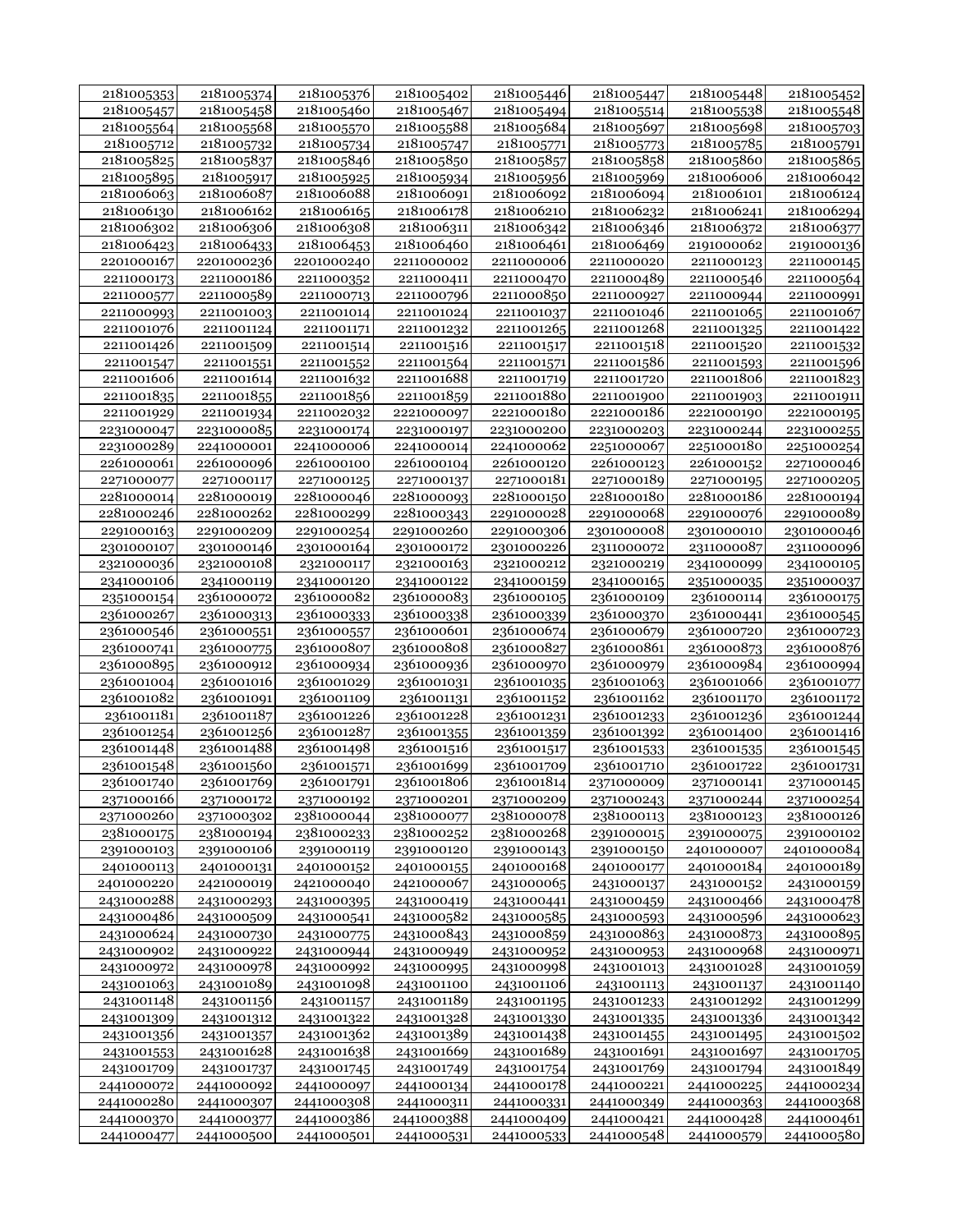| | | | | | | | |
|---|---|---|---|---|---|---|---|
| 2181005353 | 2181005374 | 2181005376 | 2181005402 | 2181005446 | 2181005447 | 2181005448 | 2181005452 |
| 2181005457 | 2181005458 | 2181005460 | 2181005467 | 2181005494 | 2181005514 | 2181005538 | 2181005548 |
| 2181005564 | 2181005568 | 2181005570 | 2181005588 | 2181005684 | 2181005697 | 2181005698 | 2181005703 |
| 2181005712 | 2181005732 | 2181005734 | 2181005747 | 2181005771 | 2181005773 | 2181005785 | 2181005791 |
| 2181005825 | 2181005837 | 2181005846 | 2181005850 | 2181005857 | 2181005858 | 2181005860 | 2181005865 |
| 2181005895 | 2181005917 | 2181005925 | 2181005934 | 2181005956 | 2181005969 | 2181006006 | 2181006042 |
| 2181006063 | 2181006087 | 2181006088 | 2181006091 | 2181006092 | 2181006094 | 2181006101 | 2181006124 |
| 2181006130 | 2181006162 | 2181006165 | 2181006178 | 2181006210 | 2181006232 | 2181006241 | 2181006294 |
| 2181006302 | 2181006306 | 2181006308 | 2181006311 | 2181006342 | 2181006346 | 2181006372 | 2181006377 |
| 2181006423 | 2181006433 | 2181006453 | 2181006460 | 2181006461 | 2181006469 | 2191000062 | 2191000136 |
| 2201000167 | 2201000236 | 2201000240 | 2211000002 | 2211000006 | 2211000020 | 2211000123 | 2211000145 |
| 2211000173 | 2211000186 | 2211000352 | 2211000411 | 2211000470 | 2211000489 | 2211000546 | 2211000564 |
| 2211000577 | 2211000589 | 2211000713 | 2211000796 | 2211000850 | 2211000927 | 2211000944 | 2211000991 |
| 2211000993 | 2211001003 | 2211001014 | 2211001024 | 2211001037 | 2211001046 | 2211001065 | 2211001067 |
| 2211001076 | 2211001124 | 2211001171 | 2211001232 | 2211001265 | 2211001268 | 2211001325 | 2211001422 |
| 2211001426 | 2211001509 | 2211001514 | 2211001516 | 2211001517 | 2211001518 | 2211001520 | 2211001532 |
| 2211001547 | 2211001551 | 2211001552 | 2211001564 | 2211001571 | 2211001586 | 2211001593 | 2211001596 |
| 2211001606 | 2211001614 | 2211001632 | 2211001688 | 2211001719 | 2211001720 | 2211001806 | 2211001823 |
| 2211001835 | 2211001855 | 2211001856 | 2211001859 | 2211001880 | 2211001900 | 2211001903 | 2211001911 |
| 2211001929 | 2211001934 | 2211002032 | 2221000097 | 2221000180 | 2221000186 | 2221000190 | 2221000195 |
| 2231000047 | 2231000085 | 2231000174 | 2231000197 | 2231000200 | 2231000203 | 2231000244 | 2231000255 |
| 2231000289 | 2241000001 | 2241000006 | 2241000014 | 2241000062 | 2251000067 | 2251000180 | 2251000254 |
| 2261000061 | 2261000096 | 2261000100 | 2261000104 | 2261000120 | 2261000123 | 2261000152 | 2271000046 |
| 2271000077 | 2271000117 | 2271000125 | 2271000137 | 2271000181 | 2271000189 | 2271000195 | 2271000205 |
| 2281000014 | 2281000019 | 2281000046 | 2281000093 | 2281000150 | 2281000180 | 2281000186 | 2281000194 |
| 2281000246 | 2281000262 | 2281000299 | 2281000343 | 2291000028 | 2291000068 | 2291000076 | 2291000089 |
| 2291000163 | 2291000209 | 2291000254 | 2291000260 | 2291000306 | 2301000008 | 2301000010 | 2301000046 |
| 2301000107 | 2301000146 | 2301000164 | 2301000172 | 2301000226 | 2311000072 | 2311000087 | 2311000096 |
| 2321000036 | 2321000108 | 2321000117 | 2321000163 | 2321000212 | 2321000219 | 2341000099 | 2341000105 |
| 2341000106 | 2341000119 | 2341000120 | 2341000122 | 2341000159 | 2341000165 | 2351000035 | 2351000037 |
| 2351000154 | 2361000072 | 2361000082 | 2361000083 | 2361000105 | 2361000109 | 2361000114 | 2361000175 |
| 2361000267 | 2361000313 | 2361000333 | 2361000338 | 2361000339 | 2361000370 | 2361000441 | 2361000545 |
| 2361000546 | 2361000551 | 2361000557 | 2361000601 | 2361000674 | 2361000679 | 2361000720 | 2361000723 |
| 2361000741 | 2361000775 | 2361000807 | 2361000808 | 2361000827 | 2361000861 | 2361000873 | 2361000876 |
| 2361000895 | 2361000912 | 2361000934 | 2361000936 | 2361000970 | 2361000979 | 2361000984 | 2361000994 |
| 2361001004 | 2361001016 | 2361001029 | 2361001031 | 2361001035 | 2361001063 | 2361001066 | 2361001077 |
| 2361001082 | 2361001091 | 2361001109 | 2361001131 | 2361001152 | 2361001162 | 2361001170 | 2361001172 |
| 2361001181 | 2361001187 | 2361001226 | 2361001228 | 2361001231 | 2361001233 | 2361001236 | 2361001244 |
| 2361001254 | 2361001256 | 2361001287 | 2361001355 | 2361001359 | 2361001392 | 2361001400 | 2361001416 |
| 2361001448 | 2361001488 | 2361001498 | 2361001516 | 2361001517 | 2361001533 | 2361001535 | 2361001545 |
| 2361001548 | 2361001560 | 2361001571 | 2361001699 | 2361001709 | 2361001710 | 2361001722 | 2361001731 |
| 2361001740 | 2361001769 | 2361001791 | 2361001806 | 2361001814 | 2371000009 | 2371000141 | 2371000145 |
| 2371000166 | 2371000172 | 2371000192 | 2371000201 | 2371000209 | 2371000243 | 2371000244 | 2371000254 |
| 2371000260 | 2371000302 | 2381000044 | 2381000077 | 2381000078 | 2381000113 | 2381000123 | 2381000126 |
| 2381000175 | 2381000194 | 2381000233 | 2381000252 | 2381000268 | 2391000015 | 2391000075 | 2391000102 |
| 2391000103 | 2391000106 | 2391000119 | 2391000120 | 2391000143 | 2391000150 | 2401000007 | 2401000084 |
| 2401000113 | 2401000131 | 2401000152 | 2401000155 | 2401000168 | 2401000177 | 2401000184 | 2401000189 |
| 2401000220 | 2421000019 | 2421000040 | 2421000067 | 2431000065 | 2431000137 | 2431000152 | 2431000159 |
| 2431000288 | 2431000293 | 2431000395 | 2431000419 | 2431000441 | 2431000459 | 2431000466 | 2431000478 |
| 2431000486 | 2431000509 | 2431000541 | 2431000582 | 2431000585 | 2431000593 | 2431000596 | 2431000623 |
| 2431000624 | 2431000730 | 2431000775 | 2431000843 | 2431000859 | 2431000863 | 2431000873 | 2431000895 |
| 2431000902 | 2431000922 | 2431000944 | 2431000949 | 2431000952 | 2431000953 | 2431000968 | 2431000971 |
| 2431000972 | 2431000978 | 2431000992 | 2431000995 | 2431000998 | 2431001013 | 2431001028 | 2431001059 |
| 2431001063 | 2431001089 | 2431001098 | 2431001100 | 2431001106 | 2431001113 | 2431001137 | 2431001140 |
| 2431001148 | 2431001156 | 2431001157 | 2431001189 | 2431001195 | 2431001233 | 2431001292 | 2431001299 |
| 2431001309 | 2431001312 | 2431001322 | 2431001328 | 2431001330 | 2431001335 | 2431001336 | 2431001342 |
| 2431001356 | 2431001357 | 2431001362 | 2431001389 | 2431001438 | 2431001455 | 2431001495 | 2431001502 |
| 2431001553 | 2431001628 | 2431001638 | 2431001669 | 2431001689 | 2431001691 | 2431001697 | 2431001705 |
| 2431001709 | 2431001737 | 2431001745 | 2431001749 | 2431001754 | 2431001769 | 2431001794 | 2431001849 |
| 2441000072 | 2441000092 | 2441000097 | 2441000134 | 2441000178 | 2441000221 | 2441000225 | 2441000234 |
| 2441000280 | 2441000307 | 2441000308 | 2441000311 | 2441000331 | 2441000349 | 2441000363 | 2441000368 |
| 2441000370 | 2441000377 | 2441000386 | 2441000388 | 2441000409 | 2441000421 | 2441000428 | 2441000461 |
| 2441000477 | 2441000500 | 2441000501 | 2441000531 | 2441000533 | 2441000548 | 2441000579 | 2441000580 |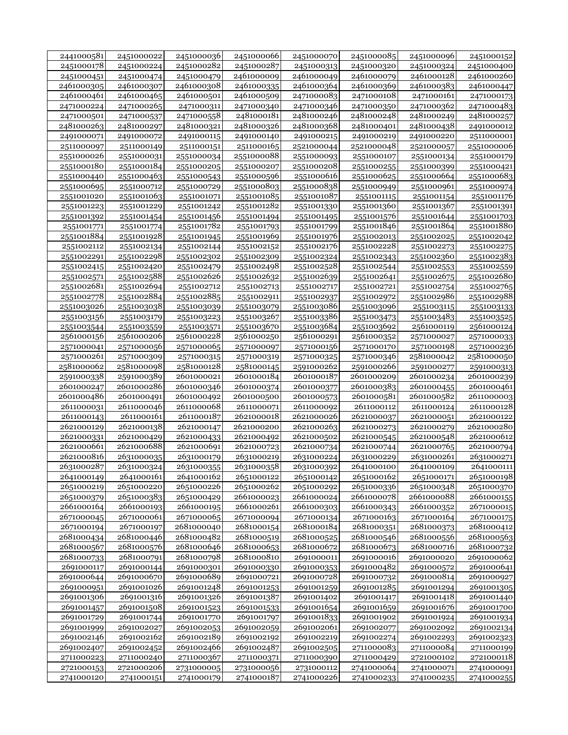| 2441000581 | 2451000022 | 2451000036 | 2451000066 | 2451000070 | 2451000085 | 2451000096 | 2451000152 |
|---|---|---|---|---|---|---|---|
| 2451000178 | 2451000224 | 2451000282 | 2451000287 | 2451000313 | 2451000320 | 2451000324 | 2451000400 |
| 2451000451 | 2451000474 | 2451000479 | 2461000009 | 2461000049 | 2461000079 | 2461000128 | 2461000260 |
| 2461000305 | 2461000307 | 2461000308 | 2461000335 | 2461000364 | 2461000369 | 2461000383 | 2461000447 |
| 2461000461 | 2461000465 | 2461000501 | 2461000509 | 2471000083 | 2471000108 | 2471000161 | 2471000173 |
| 2471000224 | 2471000265 | 2471000311 | 2471000340 | 2471000346 | 2471000350 | 2471000362 | 2471000483 |
| 2471000501 | 2471000537 | 2471000558 | 2481000181 | 2481000246 | 2481000248 | 2481000249 | 2481000257 |
| 2481000263 | 2481000297 | 2481000321 | 2481000326 | 2481000368 | 2481000401 | 2481000438 | 2491000012 |
| 2491000071 | 2491000072 | 2491000115 | 2491000140 | 2491000215 | 2491000219 | 2491000220 | 2511000001 |
| 2511000097 | 2511000149 | 2511000151 | 2511000165 | 2521000044 | 2521000048 | 2521000057 | 2551000006 |
| 2551000026 | 2551000031 | 2551000034 | 2551000088 | 2551000093 | 2551000107 | 2551000134 | 2551000179 |
| 2551000180 | 2551000184 | 2551000205 | 2551000207 | 2551000208 | 2551000255 | 2551000399 | 2551000421 |
| 2551000440 | 2551000463 | 2551000543 | 2551000596 | 2551000616 | 2551000625 | 2551000664 | 2551000683 |
| 2551000695 | 2551000712 | 2551000729 | 2551000803 | 2551000838 | 2551000949 | 2551000961 | 2551000974 |
| 2551001020 | 2551001063 | 2551001071 | 2551001085 | 2551001087 | 2551001115 | 2551001154 | 2551001176 |
| 2551001223 | 2551001229 | 2551001242 | 2551001282 | 2551001330 | 2551001360 | 2551001367 | 2551001391 |
| 2551001392 | 2551001454 | 2551001456 | 2551001494 | 2551001495 | 2551001576 | 2551001644 | 2551001703 |
| 2551001771 | 2551001774 | 2551001782 | 2551001793 | 2551001799 | 2551001846 | 2551001864 | 2551001880 |
| 2551001884 | 2551001928 | 2551001945 | 2551001969 | 2551001976 | 2551002013 | 2551002025 | 2551002042 |
| 2551002112 | 2551002134 | 2551002144 | 2551002152 | 2551002176 | 2551002228 | 2551002273 | 2551002275 |
| 2551002291 | 2551002298 | 2551002302 | 2551002309 | 2551002324 | 2551002343 | 2551002360 | 2551002383 |
| 2551002415 | 2551002420 | 2551002479 | 2551002498 | 2551002528 | 2551002544 | 2551002553 | 2551002559 |
| 2551002571 | 2551002588 | 2551002626 | 2551002632 | 2551002639 | 2551002641 | 2551002675 | 2551002680 |
| 2551002681 | 2551002694 | 2551002712 | 2551002713 | 2551002717 | 2551002721 | 2551002754 | 2551002765 |
| 2551002778 | 2551002884 | 2551002885 | 2551002911 | 2551002937 | 2551002972 | 2551002986 | 2551002988 |
| 2551003026 | 2551003038 | 2551003039 | 2551003079 | 2551003086 | 2551003096 | 2551003115 | 2551003133 |
| 2551003156 | 2551003179 | 2551003223 | 2551003267 | 2551003386 | 2551003473 | 2551003483 | 2551003525 |
| 2551003544 | 2551003559 | 2551003571 | 2551003670 | 2551003684 | 2551003692 | 2561000119 | 2561000124 |
| 2561000156 | 2561000206 | 2561000228 | 2561000250 | 2561000291 | 2561000352 | 2571000027 | 2571000033 |
| 2571000041 | 2571000056 | 2571000065 | 2571000097 | 2571000156 | 2571000170 | 2571000198 | 2571000236 |
| 2571000261 | 2571000309 | 2571000315 | 2571000319 | 2571000325 | 2571000346 | 2581000042 | 2581000050 |
| 2581000062 | 2581000098 | 2581000128 | 2581000145 | 2591000262 | 2591000266 | 2591000277 | 2591000313 |
| 2591000338 | 2591000389 | 2601000021 | 2601000184 | 2601000187 | 2601000209 | 2601000234 | 2601000239 |
| 2601000247 | 2601000286 | 2601000346 | 2601000374 | 2601000377 | 2601000383 | 2601000455 | 2601000461 |
| 2601000486 | 2601000491 | 2601000492 | 2601000500 | 2601000573 | 2601000581 | 2601000582 | 2611000003 |
| 2611000031 | 2611000046 | 2611000068 | 2611000071 | 2611000092 | 2611000112 | 2611000124 | 2611000128 |
| 2611000143 | 2611000161 | 2611000187 | 2621000018 | 2621000026 | 2621000037 | 2621000051 | 2621000122 |
| 2621000129 | 2621000138 | 2621000147 | 2621000200 | 2621000263 | 2621000273 | 2621000279 | 2621000280 |
| 2621000331 | 2621000429 | 2621000433 | 2621000492 | 2621000502 | 2621000545 | 2621000548 | 2621000612 |
| 2621000661 | 2621000688 | 2621000691 | 2621000723 | 2621000734 | 2621000744 | 2621000765 | 2621000794 |
| 2621000816 | 2631000035 | 2631000179 | 2631000219 | 2631000224 | 2631000229 | 2631000261 | 2631000271 |
| 2631000287 | 2631000324 | 2631000355 | 2631000358 | 2631000392 | 2641000100 | 2641000109 | 2641000111 |
| 2641000149 | 2641000161 | 2641000162 | 2651000122 | 2651000142 | 2651000162 | 2651000171 | 2651000198 |
| 2651000219 | 2651000220 | 2651000226 | 2651000262 | 2651000292 | 2651000336 | 2651000348 | 2651000370 |
| 2651000379 | 2651000383 | 2651000429 | 2661000023 | 2661000024 | 2661000078 | 2661000088 | 2661000155 |
| 2661000164 | 2661000193 | 2661000195 | 2661000261 | 2661000303 | 2661000343 | 2661000352 | 2671000015 |
| 2671000045 | 2671000061 | 2671000065 | 2671000094 | 2671000134 | 2671000163 | 2671000164 | 2671000175 |
| 2671000194 | 2671000197 | 2681000040 | 2681000154 | 2681000184 | 2681000351 | 2681000373 | 2681000412 |
| 2681000434 | 2681000446 | 2681000482 | 2681000519 | 2681000525 | 2681000546 | 2681000556 | 2681000563 |
| 2681000567 | 2681000576 | 2681000646 | 2681000653 | 2681000672 | 2681000673 | 2681000716 | 2681000732 |
| 2681000733 | 2681000791 | 2681000798 | 2681000810 | 2691000011 | 2691000016 | 2691000020 | 2691000062 |
| 2691000117 | 2691000144 | 2691000301 | 2691000330 | 2691000353 | 2691000482 | 2691000572 | 2691000641 |
| 2691000644 | 2691000670 | 2691000689 | 2691000721 | 2691000728 | 2691000732 | 2691000814 | 2691000927 |
| 2691000951 | 2691001026 | 2691001248 | 2691001253 | 2691001259 | 2691001285 | 2691001294 | 2691001305 |
| 2691001306 | 2691001316 | 2691001326 | 2691001387 | 2691001402 | 2691001417 | 2691001418 | 2691001440 |
| 2691001457 | 2691001508 | 2691001523 | 2691001533 | 2691001654 | 2691001659 | 2691001676 | 2691001700 |
| 2691001729 | 2691001744 | 2691001770 | 2691001797 | 2691001833 | 2691001902 | 2691001924 | 2691001934 |
| 2691001999 | 2691002027 | 2691002053 | 2691002059 | 2691002061 | 2691002077 | 2691002092 | 2691002134 |
| 2691002146 | 2691002162 | 2691002189 | 2691002192 | 2691002219 | 2691002274 | 2691002293 | 2691002323 |
| 2691002407 | 2691002452 | 2691002466 | 2691002487 | 2691002505 | 2711000083 | 2711000084 | 2711000199 |
| 2711000223 | 2711000240 | 2711000367 | 2711000371 | 2711000390 | 2711000429 | 2721000102 | 2721000118 |
| 2721000153 | 2721000206 | 2731000005 | 2731000056 | 2731000112 | 2741000064 | 2741000071 | 2741000091 |
| 2741000120 | 2741000151 | 2741000179 | 2741000187 | 2741000226 | 2741000233 | 2741000235 | 2741000255 |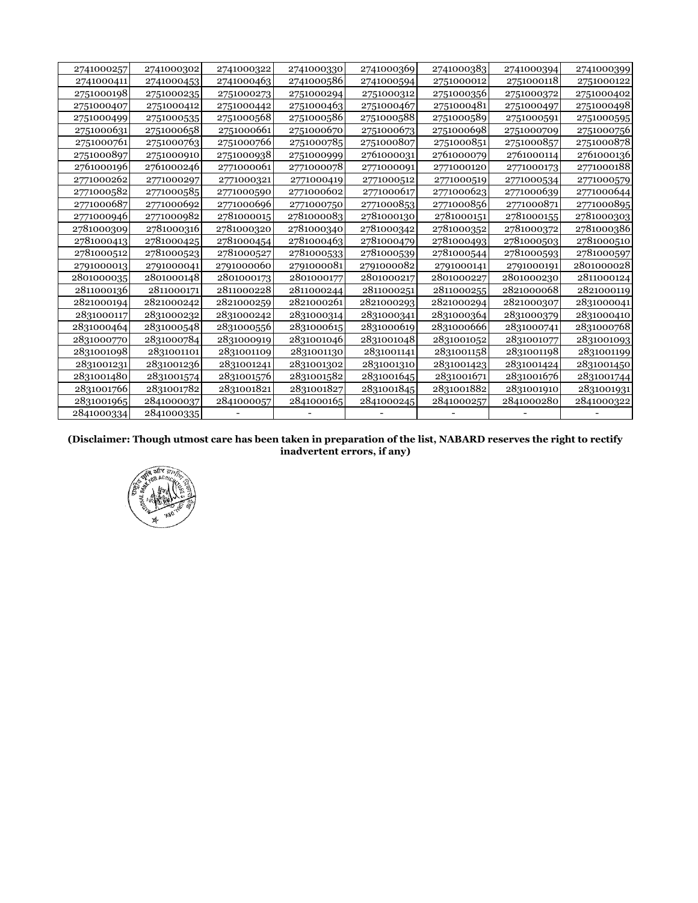| | | | | | | | |
|---|---|---|---|---|---|---|---|
| 2741000257 | 2741000302 | 2741000322 | 2741000330 | 2741000369 | 2741000383 | 2741000394 | 2741000399 |
| 2741000411 | 2741000453 | 2741000463 | 2741000586 | 2741000594 | 2751000012 | 2751000118 | 2751000122 |
| 2751000198 | 2751000235 | 2751000273 | 2751000294 | 2751000312 | 2751000356 | 2751000372 | 2751000402 |
| 2751000407 | 2751000412 | 2751000442 | 2751000463 | 2751000467 | 2751000481 | 2751000497 | 2751000498 |
| 2751000499 | 2751000535 | 2751000568 | 2751000586 | 2751000588 | 2751000589 | 2751000591 | 2751000595 |
| 2751000631 | 2751000658 | 2751000661 | 2751000670 | 2751000673 | 2751000698 | 2751000709 | 2751000756 |
| 2751000761 | 2751000763 | 2751000766 | 2751000785 | 2751000807 | 2751000851 | 2751000857 | 2751000878 |
| 2751000897 | 2751000910 | 2751000938 | 2751000999 | 2761000031 | 2761000079 | 2761000114 | 2761000136 |
| 2761000196 | 2761000246 | 2771000061 | 2771000078 | 2771000091 | 2771000120 | 2771000173 | 2771000188 |
| 2771000262 | 2771000297 | 2771000321 | 2771000419 | 2771000512 | 2771000519 | 2771000534 | 2771000579 |
| 2771000582 | 2771000585 | 2771000590 | 2771000602 | 2771000617 | 2771000623 | 2771000639 | 2771000644 |
| 2771000687 | 2771000692 | 2771000696 | 2771000750 | 2771000853 | 2771000856 | 2771000871 | 2771000895 |
| 2771000946 | 2771000982 | 2781000015 | 2781000083 | 2781000130 | 2781000151 | 2781000155 | 2781000303 |
| 2781000309 | 2781000316 | 2781000320 | 2781000340 | 2781000342 | 2781000352 | 2781000372 | 2781000386 |
| 2781000413 | 2781000425 | 2781000454 | 2781000463 | 2781000479 | 2781000493 | 2781000503 | 2781000510 |
| 2781000512 | 2781000523 | 2781000527 | 2781000533 | 2781000539 | 2781000544 | 2781000593 | 2781000597 |
| 2791000013 | 2791000041 | 2791000060 | 2791000081 | 2791000082 | 2791000141 | 2791000191 | 2801000028 |
| 2801000035 | 2801000148 | 2801000173 | 2801000177 | 2801000217 | 2801000227 | 2801000230 | 2811000124 |
| 2811000136 | 2811000171 | 2811000228 | 2811000244 | 2811000251 | 2811000255 | 2821000068 | 2821000119 |
| 2821000194 | 2821000242 | 2821000259 | 2821000261 | 2821000293 | 2821000294 | 2821000307 | 2831000041 |
| 2831000117 | 2831000232 | 2831000242 | 2831000314 | 2831000341 | 2831000364 | 2831000379 | 2831000410 |
| 2831000464 | 2831000548 | 2831000556 | 2831000615 | 2831000619 | 2831000666 | 2831000741 | 2831000768 |
| 2831000770 | 2831000784 | 2831000919 | 2831001046 | 2831001048 | 2831001052 | 2831001077 | 2831001093 |
| 2831001098 | 2831001101 | 2831001109 | 2831001130 | 2831001141 | 2831001158 | 2831001198 | 2831001199 |
| 2831001231 | 2831001236 | 2831001241 | 2831001302 | 2831001310 | 2831001423 | 2831001424 | 2831001450 |
| 2831001480 | 2831001574 | 2831001576 | 2831001582 | 2831001645 | 2831001671 | 2831001676 | 2831001744 |
| 2831001766 | 2831001782 | 2831001821 | 2831001827 | 2831001845 | 2831001882 | 2831001910 | 2831001931 |
| 2831001965 | 2841000037 | 2841000057 | 2841000165 | 2841000245 | 2841000257 | 2841000280 | 2841000322 |
| 2841000334 | 2841000335 | - | - | - | - | - | - |

**(Disclaimer: Though utmost care has been taken in preparation of the list, NABARD reserves the right to rectify inadvertent errors, if any)**